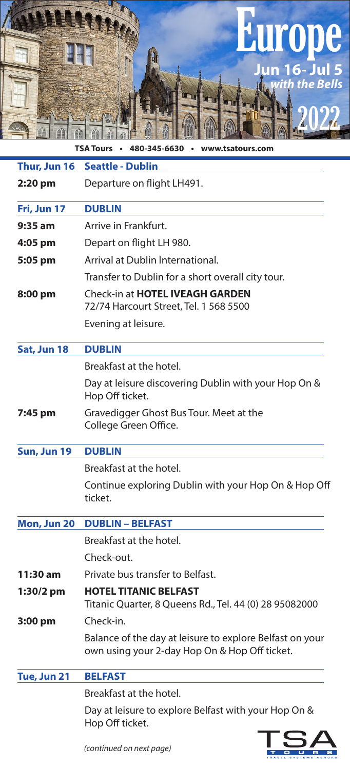# Europe

**Jun 16- Jul 5**
***with the Bells***
**2022**

**TSA Tours • 480-345-6630 • www.tsatours.com**

| | |
|---|---|
| **Thur, Jun 16** | **Seattle - Dublin** |
| **2:20 pm** | Departure on flight LH491. |
| **Fri, Jun 17** | **DUBLIN** |
| **9:35 am** | Arrive in Frankfurt. |
| **4:05 pm** | Depart on flight LH 980. |
| **5:05 pm** | Arrival at Dublin International. |
| | Transfer to Dublin for a short overall city tour. |
| **8:00 pm** | Check-in at **HOTEL IVEAGH GARDEN** 72/74 Harcourt Street, Tel. 1 568 5500 |
| | Evening at leisure. |
| **Sat, Jun 18** | **DUBLIN** |
| | Breakfast at the hotel. |
| | Day at leisure discovering Dublin with your Hop On & Hop Off ticket. |
| **7:45 pm** | Gravedigger Ghost Bus Tour. Meet at the College Green Office. |
| **Sun, Jun 19** | **DUBLIN** |
| | Breakfast at the hotel. |
| | Continue exploring Dublin with your Hop On & Hop Off ticket. |
| **Mon, Jun 20** | **DUBLIN – BELFAST** |
| | Breakfast at the hotel. |
| | Check-out. |
| **11:30 am** | Private bus transfer to Belfast. |
| **1:30/2 pm** | **HOTEL TITANIC BELFAST** Titanic Quarter, 8 Queens Rd., Tel. 44 (0) 28 95082000 |
| **3:00 pm** | Check-in. |
| | Balance of the day at leisure to explore Belfast on your own using your 2-day Hop On & Hop Off ticket. |
| **Tue, Jun 21** | **BELFAST** |
| | Breakfast at the hotel. |
| | Day at leisure to explore Belfast with your Hop On & Hop Off ticket. |

*(continued on next page)*

**TSA TOURS** TRAVEL SYSTEMS ABROAD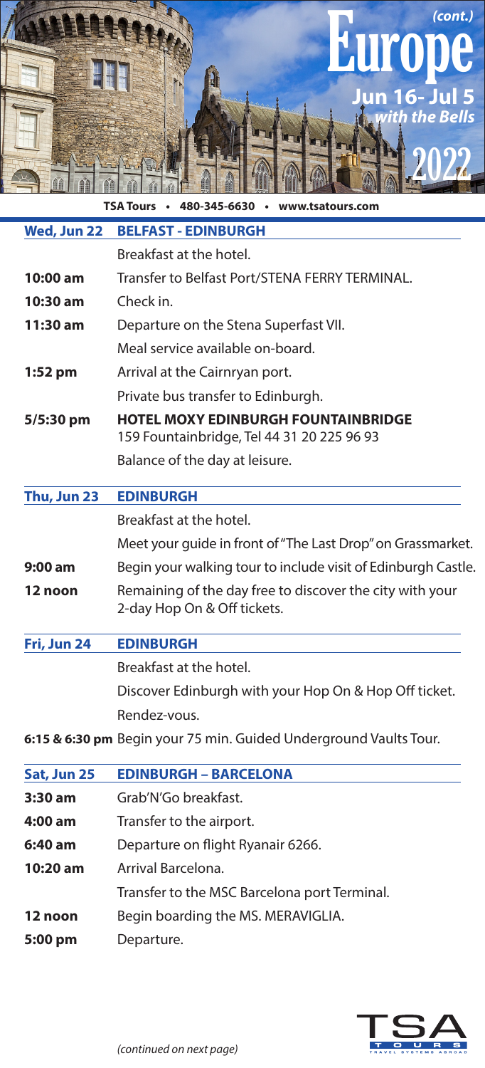# Europe (cont.)

**Jun 16- Jul 5**
*with the Bells*
**2022**

**TSA Tours • 480-345-6630 • www.tsatours.com**

## Wed, Jun 22 — BELFAST - EDINBURGH

| | |
|---|---|
| | Breakfast at the hotel. |
| **10:00 am** | Transfer to Belfast Port/STENA FERRY TERMINAL. |
| **10:30 am** | Check in. |
| **11:30 am** | Departure on the Stena Superfast VII. |
| | Meal service available on-board. |
| **1:52 pm** | Arrival at the Cairnryan port. |
| | Private bus transfer to Edinburgh. |
| **5/5:30 pm** | **HOTEL MOXY EDINBURGH FOUNTAINBRIDGE** 159 Fountainbridge, Tel 44 31 20 225 96 93 |
| | Balance of the day at leisure. |

## Thu, Jun 23 — EDINBURGH

| | |
|---|---|
| | Breakfast at the hotel. |
| | Meet your guide in front of "The Last Drop" on Grassmarket. |
| **9:00 am** | Begin your walking tour to include visit of Edinburgh Castle. |
| **12 noon** | Remaining of the day free to discover the city with your 2-day Hop On & Off tickets. |

## Fri, Jun 24 — EDINBURGH

| | |
|---|---|
| | Breakfast at the hotel. |
| | Discover Edinburgh with your Hop On & Hop Off ticket. |
| | Rendez-vous. |
| **6:15 & 6:30 pm** | Begin your 75 min. Guided Underground Vaults Tour. |

## Sat, Jun 25 — EDINBURGH – BARCELONA

| | |
|---|---|
| **3:30 am** | Grab'N'Go breakfast. |
| **4:00 am** | Transfer to the airport. |
| **6:40 am** | Departure on flight Ryanair 6266. |
| **10:20 am** | Arrival Barcelona. |
| | Transfer to the MSC Barcelona port Terminal. |
| **12 noon** | Begin boarding the MS. MERAVIGLIA. |
| **5:00 pm** | Departure. |

*(continued on next page)*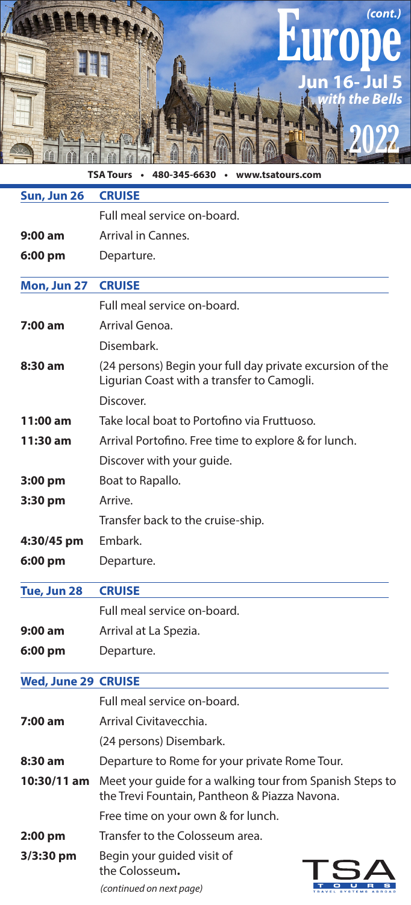# Europe *(cont.)*

**Jun 16- Jul 5**
***with the Bells***

**2022**

**TSA Tours • 480-345-6630 • www.tsatours.com**

| | |
|---|---|
| **Sun, Jun 26** | **CRUISE** |
| | Full meal service on-board. |
| **9:00 am** | Arrival in Cannes. |
| **6:00 pm** | Departure. |
| **Mon, Jun 27** | **CRUISE** |
| | Full meal service on-board. |
| **7:00 am** | Arrival Genoa. |
| | Disembark. |
| **8:30 am** | (24 persons) Begin your full day private excursion of the Ligurian Coast with a transfer to Camogli. |
| | Discover. |
| **11:00 am** | Take local boat to Portofino via Fruttuoso. |
| **11:30 am** | Arrival Portofino. Free time to explore & for lunch. |
| | Discover with your guide. |
| **3:00 pm** | Boat to Rapallo. |
| **3:30 pm** | Arrive. |
| | Transfer back to the cruise-ship. |
| **4:30/45 pm** | Embark. |
| **6:00 pm** | Departure. |
| **Tue, Jun 28** | **CRUISE** |
| | Full meal service on-board. |
| **9:00 am** | Arrival at La Spezia. |
| **6:00 pm** | Departure. |
| **Wed, June 29** | **CRUISE** |
| | Full meal service on-board. |
| **7:00 am** | Arrival Civitavecchia. |
| | (24 persons) Disembark. |
| **8:30 am** | Departure to Rome for your private Rome Tour. |
| **10:30/11 am** | Meet your guide for a walking tour from Spanish Steps to the Trevi Fountain, Pantheon & Piazza Navona. |
| | Free time on your own & for lunch. |
| **2:00 pm** | Transfer to the Colosseum area. |
| **3/3:30 pm** | Begin your guided visit of the Colosseum**.** |

*(continued on next page)*

TSA TOURS TRAVEL SYSTEMS ABROAD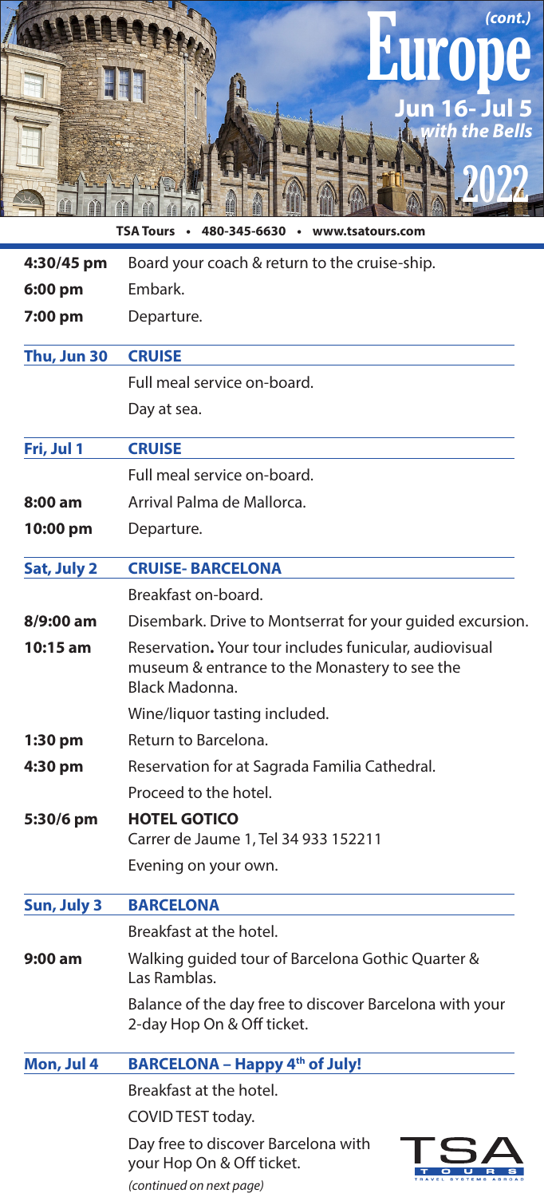# Europe *(cont.)*

**Jun 16- Jul 5** *with the Bells* **2022**

**TSA Tours • 480-345-6630 • www.tsatours.com**

| | |
|---|---|
| **4:30/45 pm** | Board your coach & return to the cruise-ship. |
| **6:00 pm** | Embark. |
| **7:00 pm** | Departure. |

## Thu, Jun 30 — CRUISE

Full meal service on-board.

Day at sea.

## Fri, Jul 1 — CRUISE

Full meal service on-board.

| | |
|---|---|
| **8:00 am** | Arrival Palma de Mallorca. |
| **10:00 pm** | Departure. |

## Sat, July 2 — CRUISE- BARCELONA

Breakfast on-board.

| | |
|---|---|
| **8/9:00 am** | Disembark. Drive to Montserrat for your guided excursion. |
| **10:15 am** | Reservation**.** Your tour includes funicular, audiovisual museum & entrance to the Monastery to see the Black Madonna. |
| | Wine/liquor tasting included. |
| **1:30 pm** | Return to Barcelona. |
| **4:30 pm** | Reservation for at Sagrada Familia Cathedral. |
| | Proceed to the hotel. |
| **5:30/6 pm** | **HOTEL GOTICO** Carrer de Jaume 1, Tel 34 933 152211 |
| | Evening on your own. |

## Sun, July 3 — BARCELONA

Breakfast at the hotel.

| | |
|---|---|
| **9:00 am** | Walking guided tour of Barcelona Gothic Quarter & Las Ramblas. |
| | Balance of the day free to discover Barcelona with your 2-day Hop On & Off ticket. |

## Mon, Jul 4 — BARCELONA – Happy 4th of July!

Breakfast at the hotel.

COVID TEST today.

Day free to discover Barcelona with your Hop On & Off ticket.

*(continued on next page)*

TSA TOURS TRAVEL SYSTEMS ABROAD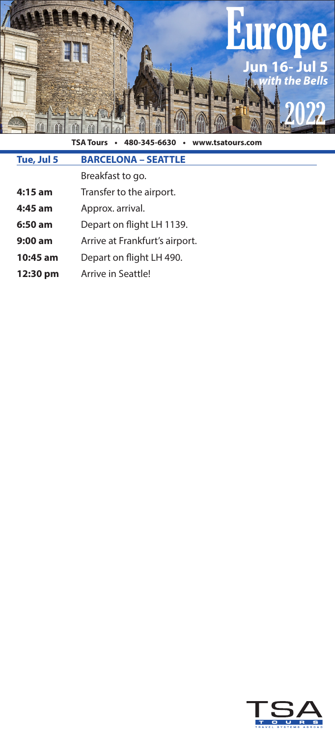| Tue, Jul 5 | BARCELONA – SEATTLE |
| --- | --- |
| | Breakfast to go. |
| **4:15 am** | Transfer to the airport. |
| **4:45 am** | Approx. arrival. |
| **6:50 am** | Depart on flight LH 1139. |
| **9:00 am** | Arrive at Frankfurt's airport. |
| **10:45 am** | Depart on flight LH 490. |
| **12:30 pm** | Arrive in Seattle! |